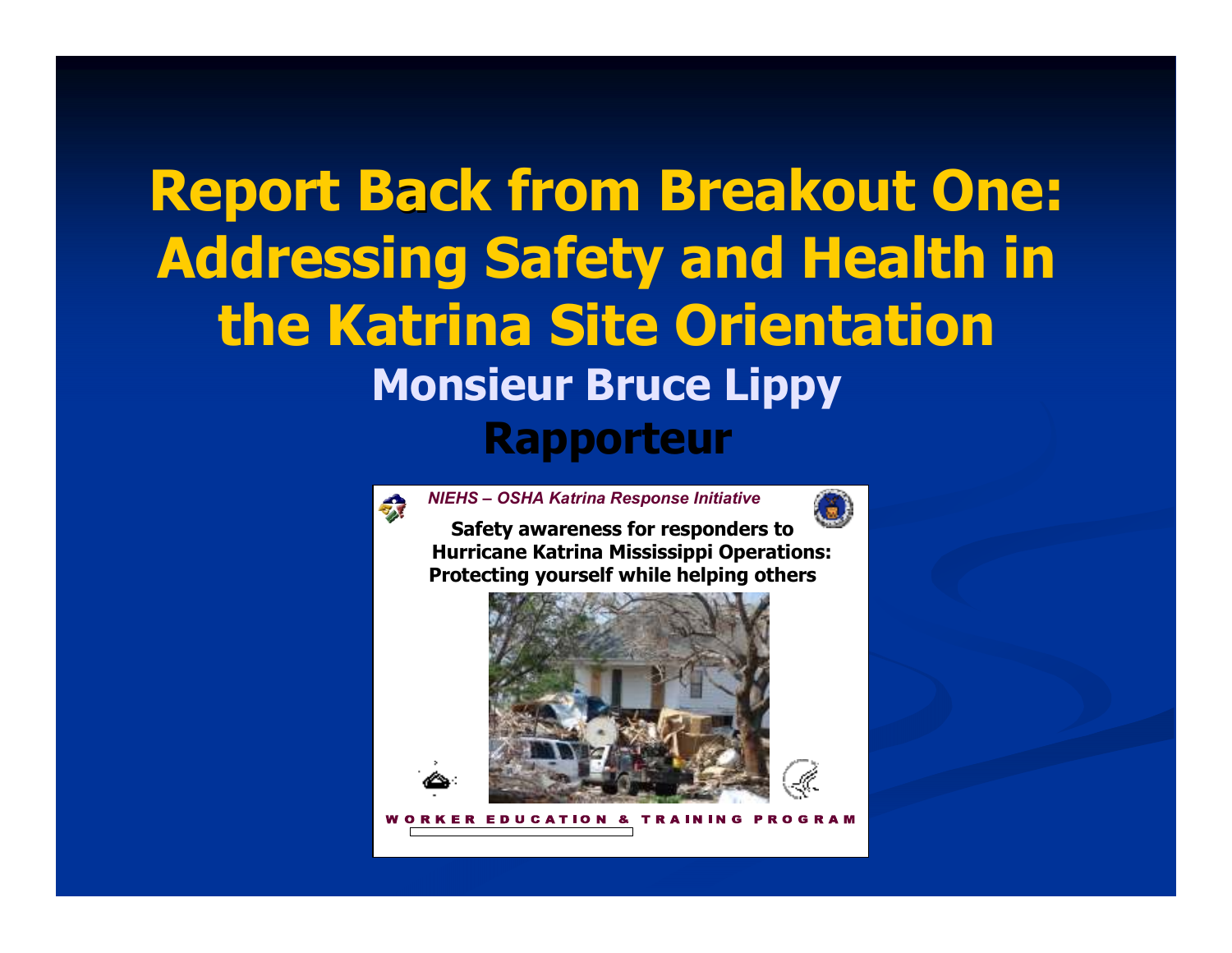# Report Back from Breakout One: Addressing Safety and Health in the Katrina Site Orientation

## Monsieur Bruce Lippy

## Rapporteur

*NIEHS – OSHA Katrina Response Initiative*

**Safety awareness for responders to Hurricane Katrina Mississippi Operations: Protecting yourself while helping others**

WORKER EDUCATION & TRAINING PROGRAM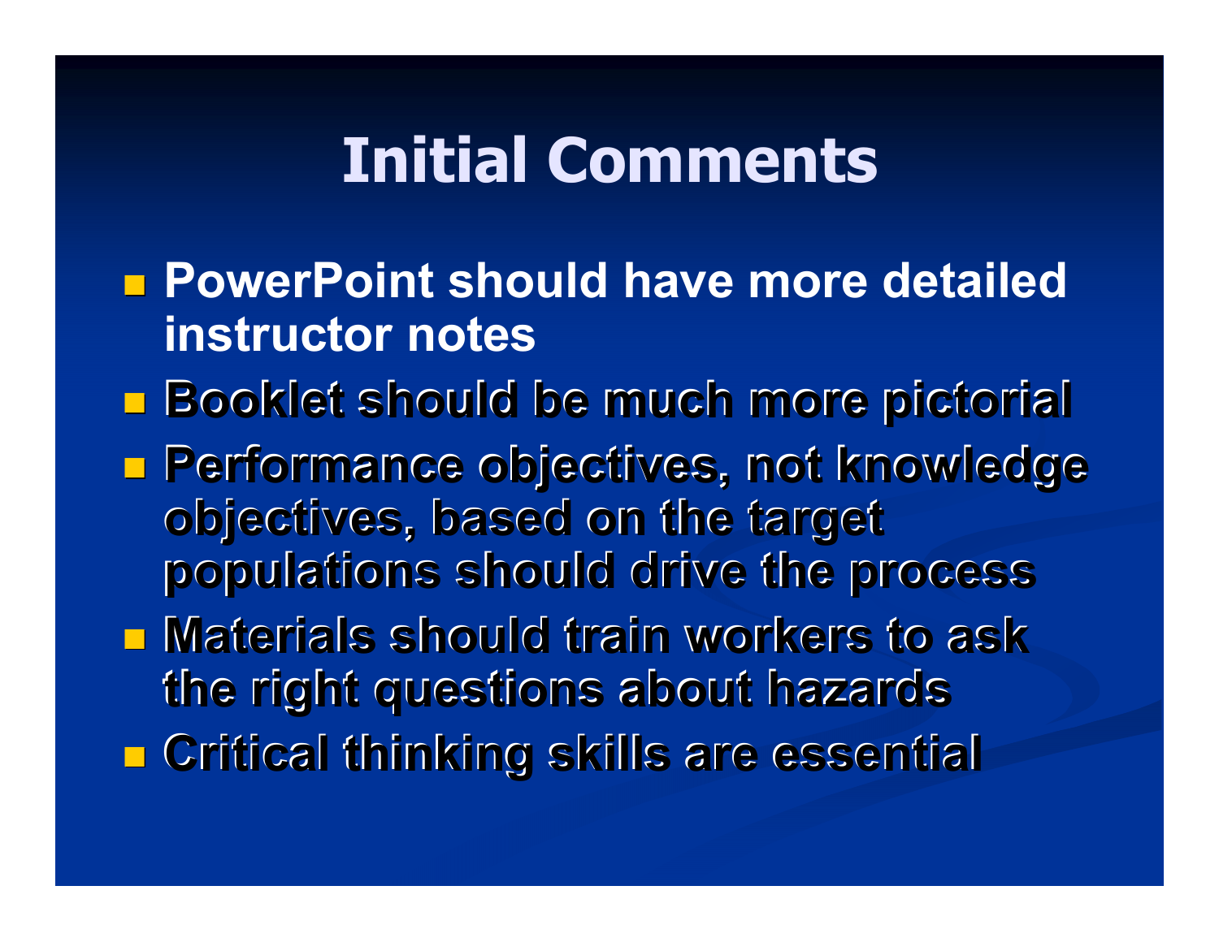# Initial Comments

- PowerPoint should have more detailed instructor notes
- Booklet should be much more pictorial
- Performance objectives, not knowledge objectives, based on the target populations should drive the process
- Materials should train workers to ask the right questions about hazards
- Critical thinking skills are essential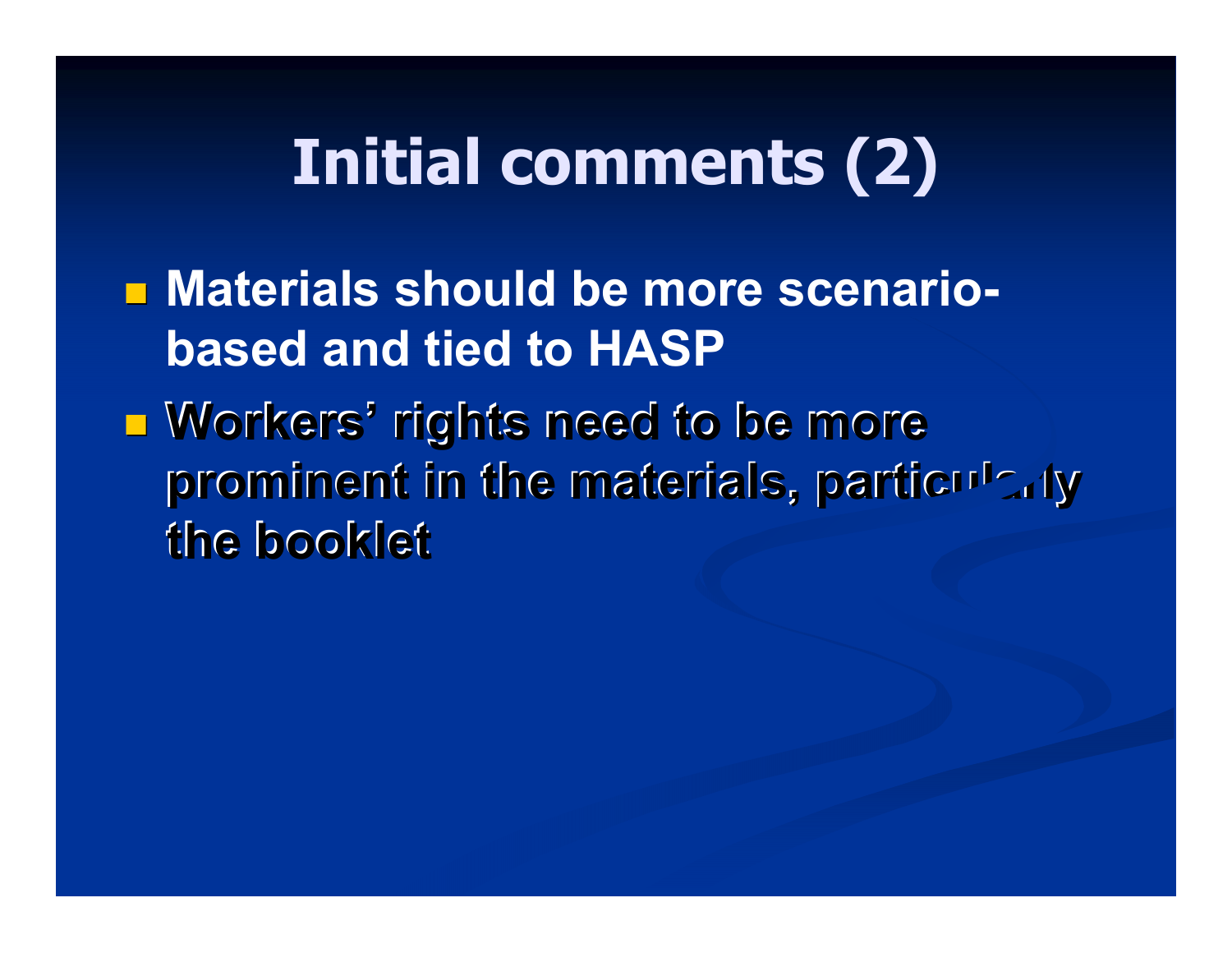# Initial comments (2)

- Materials should be more scenario-based and tied to HASP
- Workers' rights need to be more prominent in the materials, particularly the booklet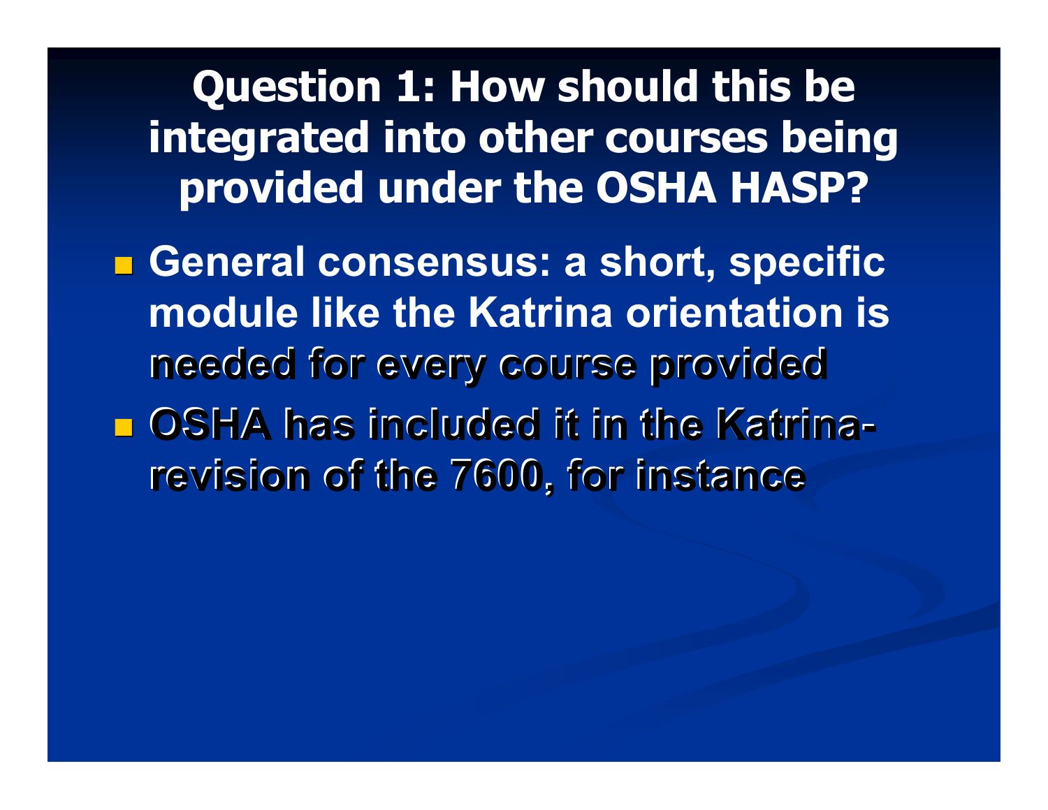## Question 1: How should this be integrated into other courses being provided under the OSHA HASP?

- General consensus: a short, specific module like the Katrina orientation is needed for every course provided
- OSHA has included it in the Katrina-revision of the 7600, for instance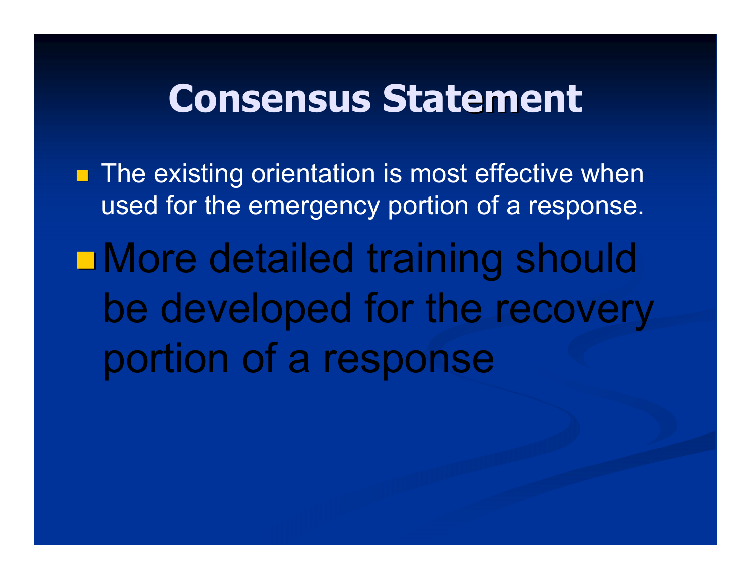# Consensus Statement

- The existing orientation is most effective when used for the emergency portion of a response.
- More detailed training should be developed for the recovery portion of a response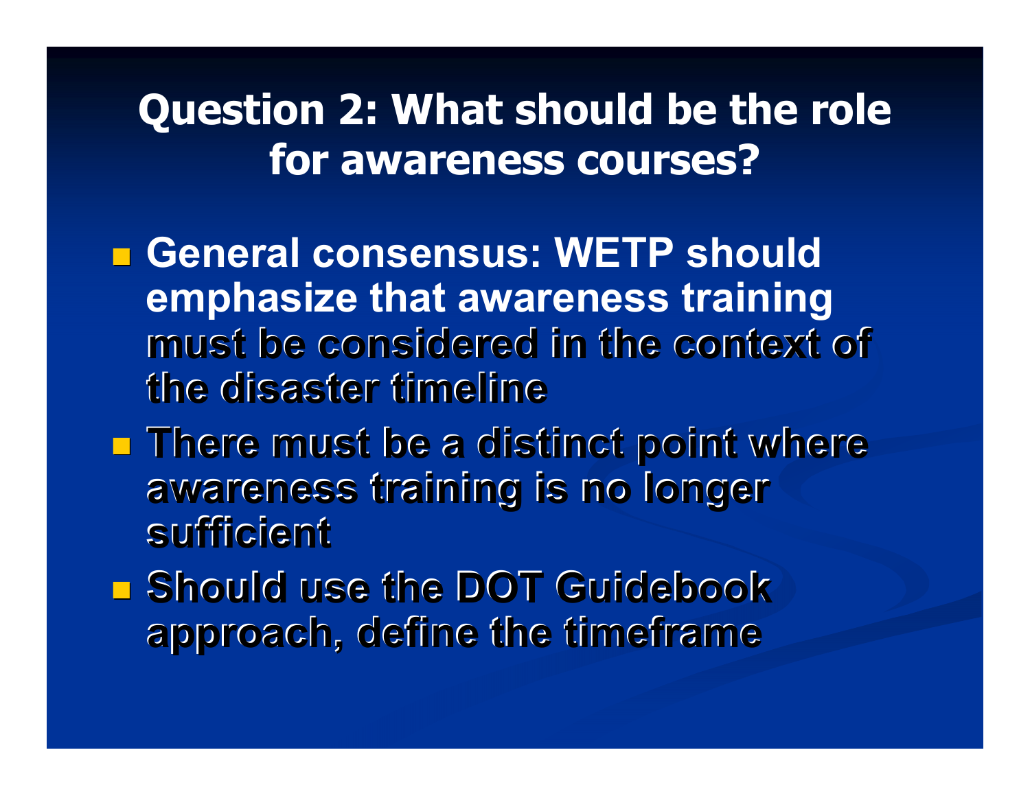# Question 2: What should be the role for awareness courses?

- General consensus: WETP should emphasize that awareness training must be considered in the context of the disaster timeline
- There must be a distinct point where awareness training is no longer sufficient
- Should use the DOT Guidebook approach, define the timeframe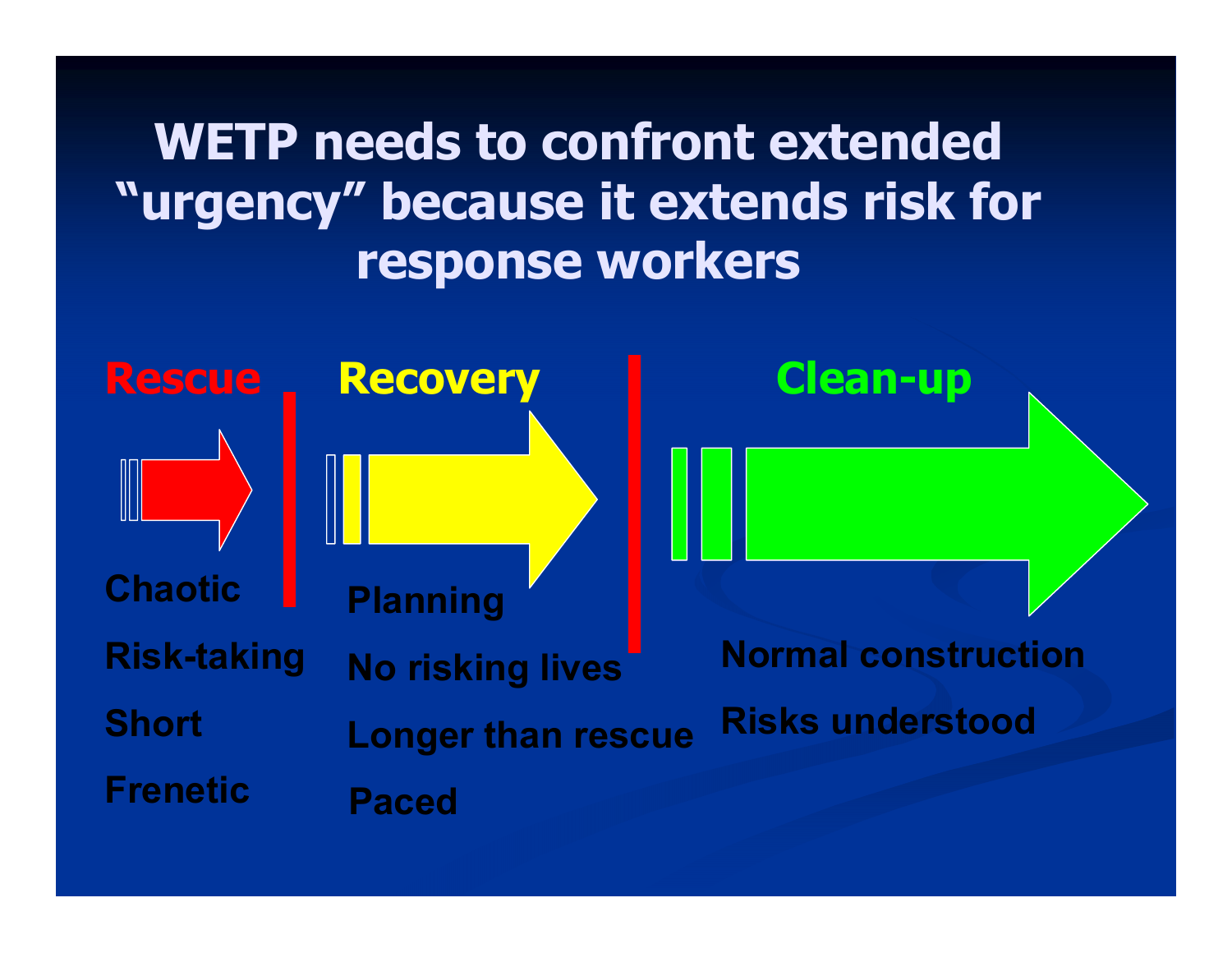# WETP needs to confront extended "urgency" because it extends risk for response workers

**Rescue**

- Chaotic
- Risk-taking
- Short
- Frenetic

**Recovery**

- Planning
- No risking lives
- Longer than rescue
- Paced

**Clean-up**

- Normal construction
- Risks understood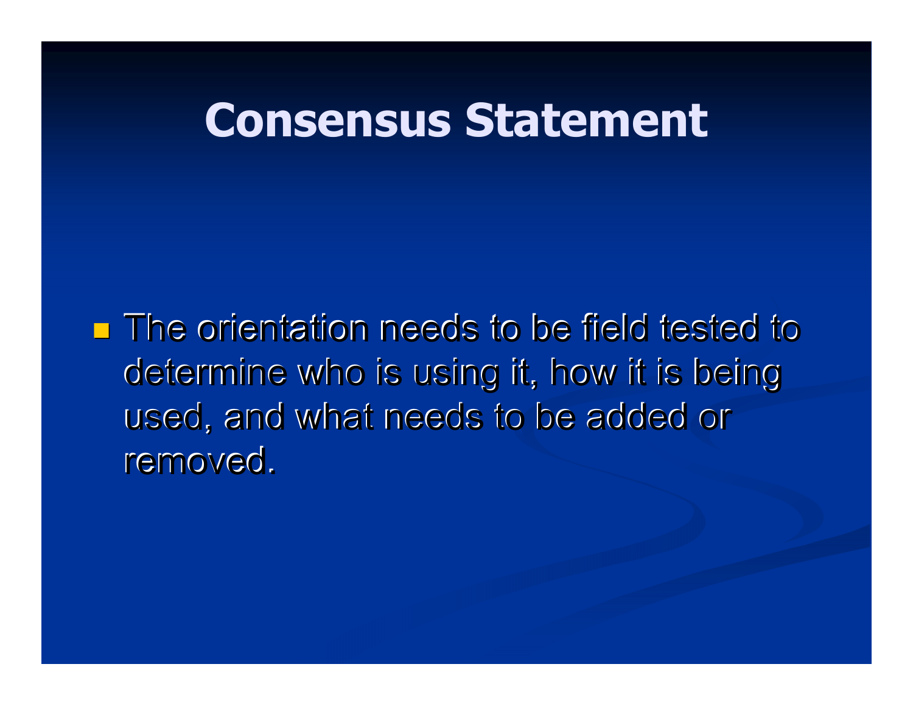# Consensus Statement

- The orientation needs to be field tested to determine who is using it, how it is being used, and what needs to be added or removed.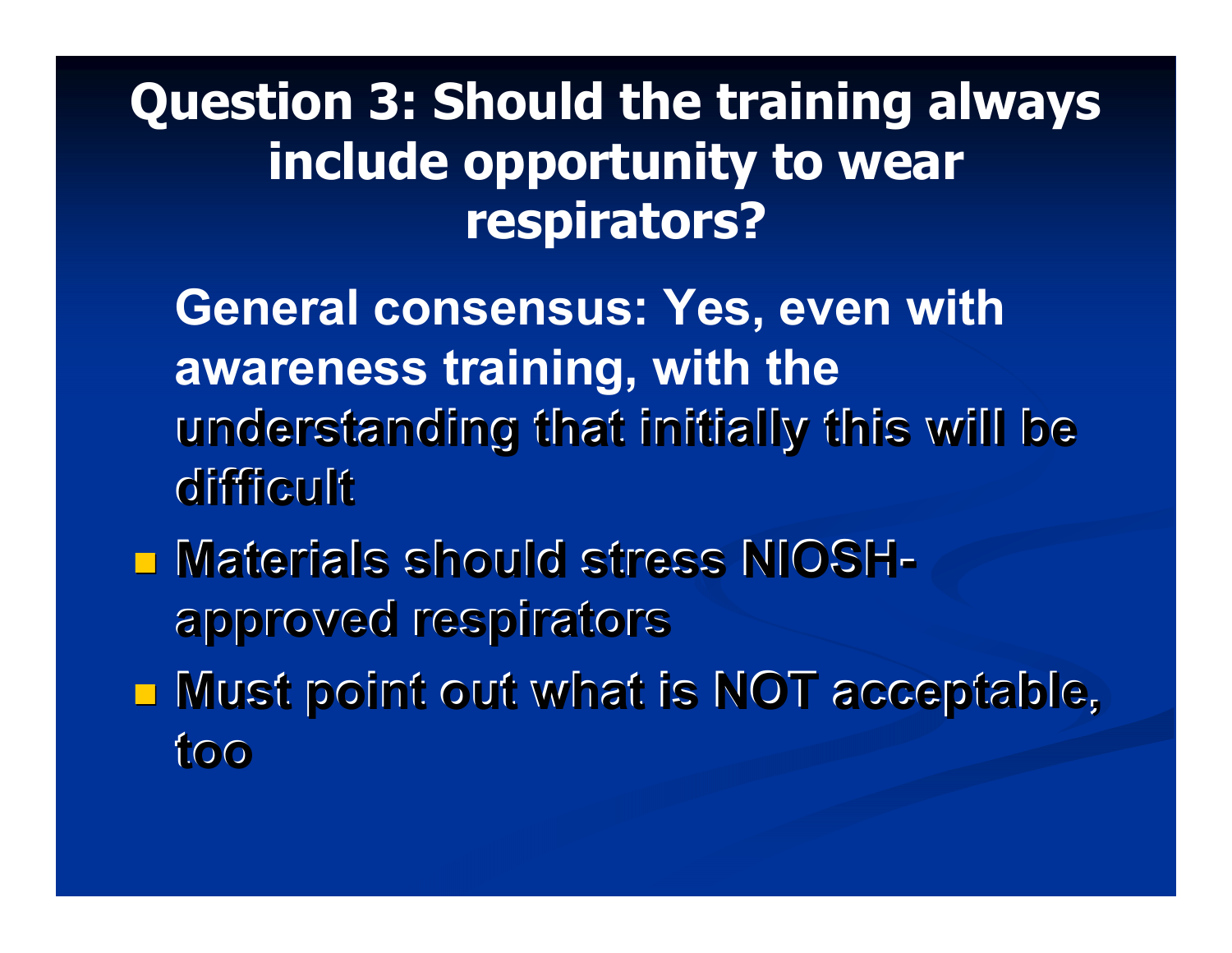# Question 3: Should the training always include opportunity to wear respirators?

**General consensus: Yes, even with awareness training, with the understanding that initially this will be difficult**

- **Materials should stress NIOSH-approved respirators**
- **Must point out what is NOT acceptable, too**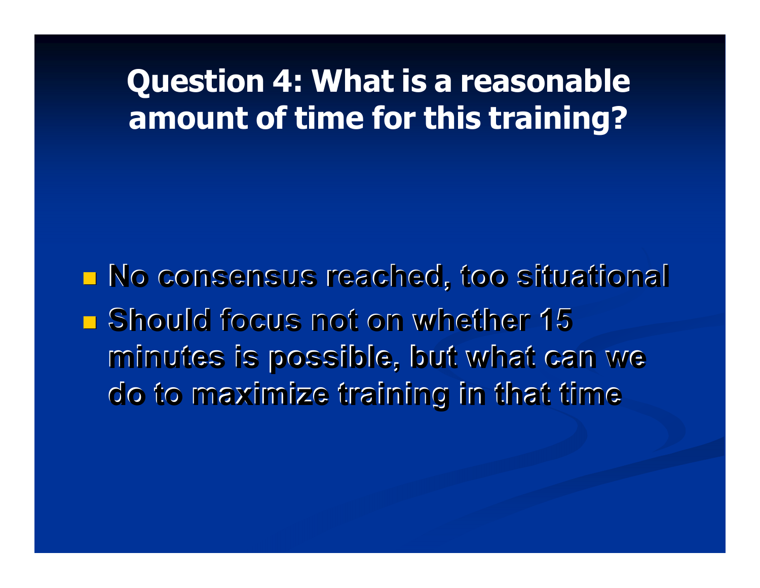# Question 4: What is a reasonable amount of time for this training?

- No consensus reached, too situational
- Should focus not on whether 15 minutes is possible, but what can we do to maximize training in that time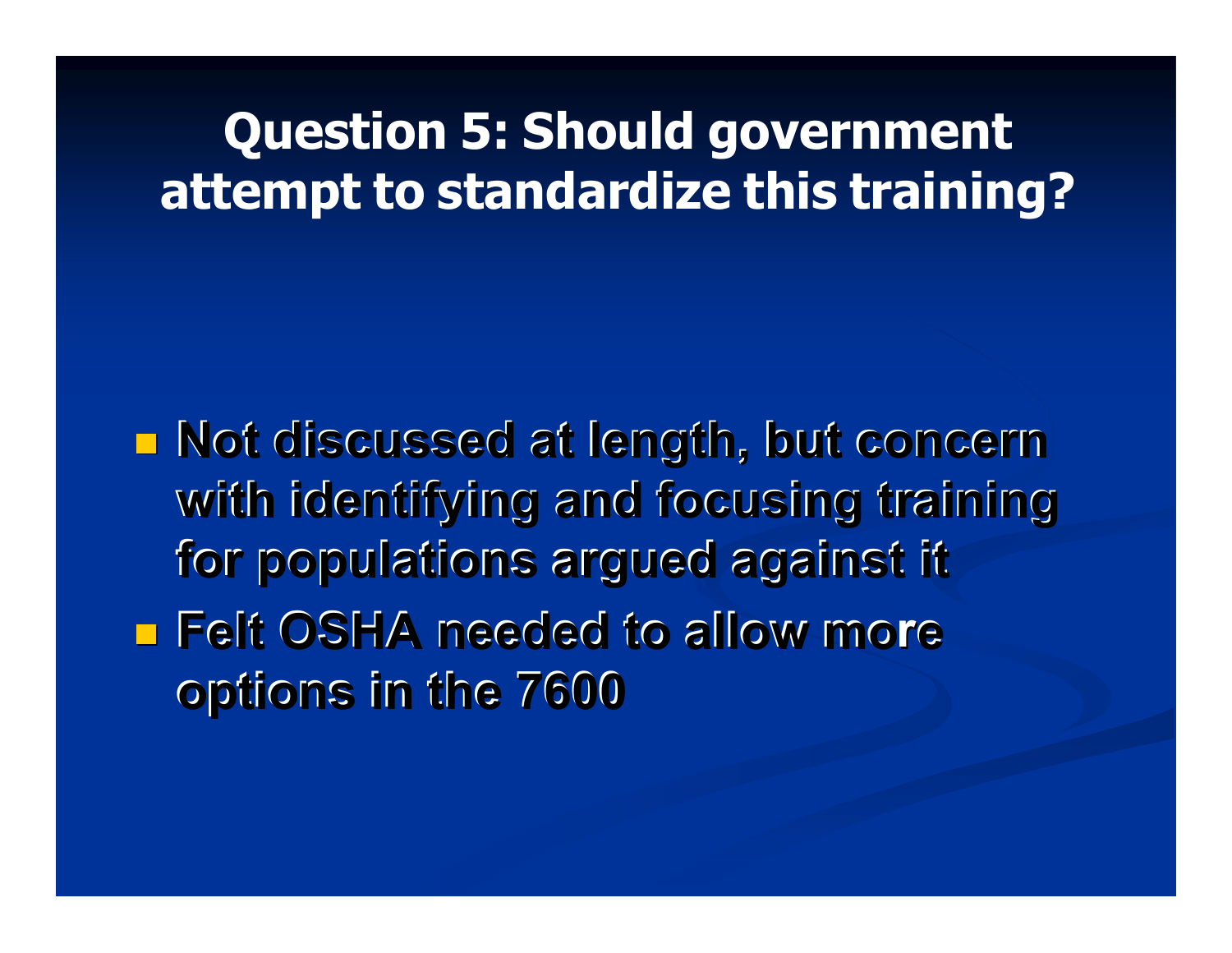# Question 5: Should government attempt to standardize this training?

- Not discussed at length, but concern with identifying and focusing training for populations argued against it
- Felt OSHA needed to allow more options in the 7600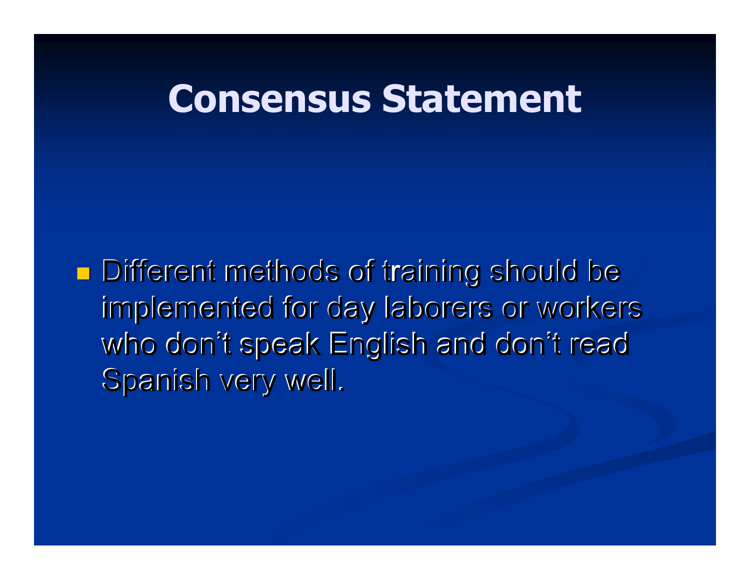# Consensus Statement

- Different methods of training should be implemented for day laborers or workers who don't speak English and don't read Spanish very well.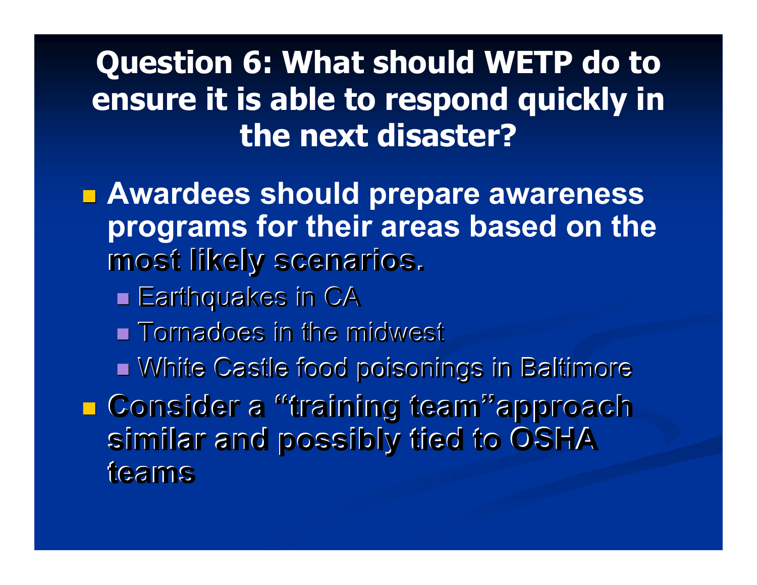# Question 6: What should WETP do to ensure it is able to respond quickly in the next disaster?

- **Awardees should prepare awareness programs for their areas based on the most likely scenarios.**
  - Earthquakes in CA
  - Tornadoes in the midwest
  - White Castle food poisonings in Baltimore
- **Consider a "training team"approach similar and possibly tied to OSHA teams**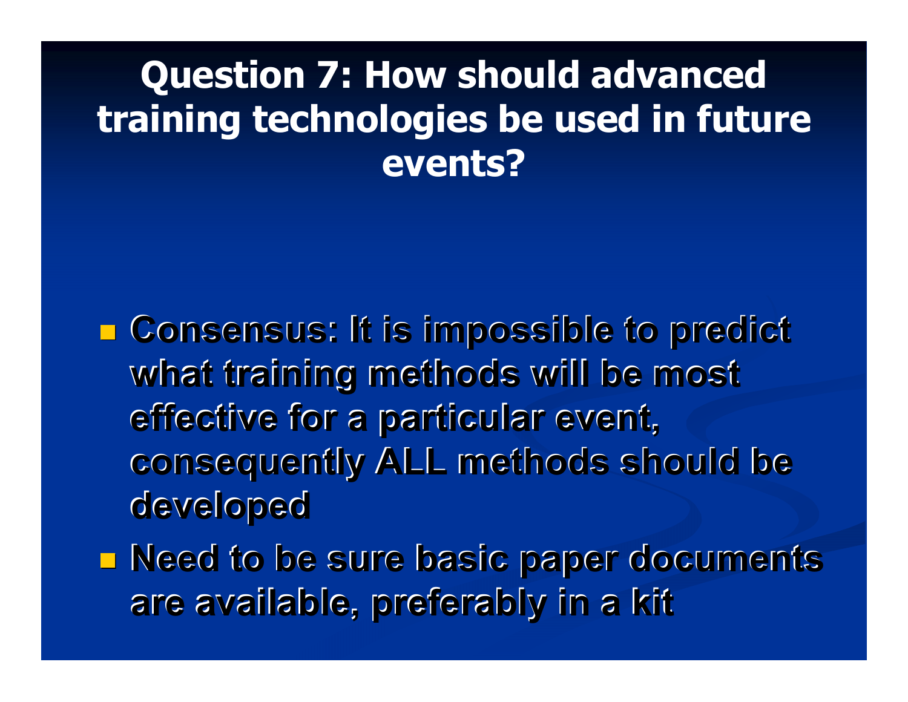# Question 7: How should advanced training technologies be used in future events?

- Consensus: It is impossible to predict what training methods will be most effective for a particular event, consequently ALL methods should be developed
- Need to be sure basic paper documents are available, preferably in a kit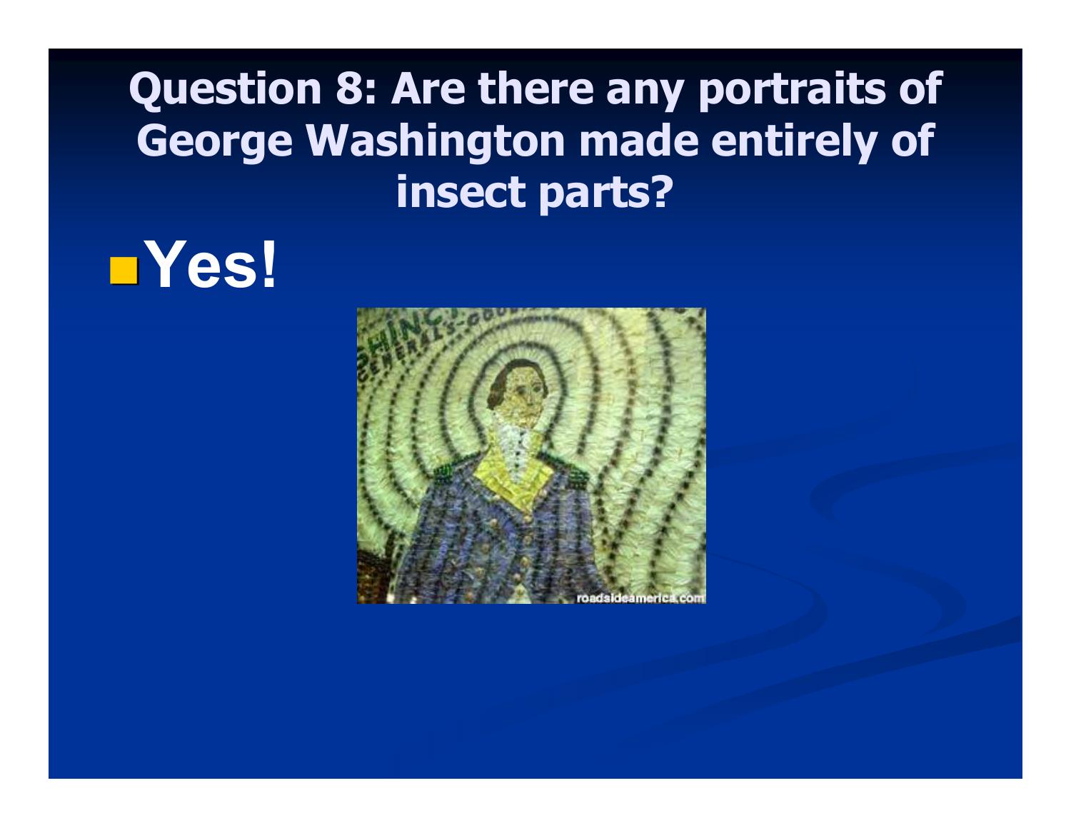## Question 8: Are there any portraits of George Washington made entirely of insect parts?

- **Yes!**